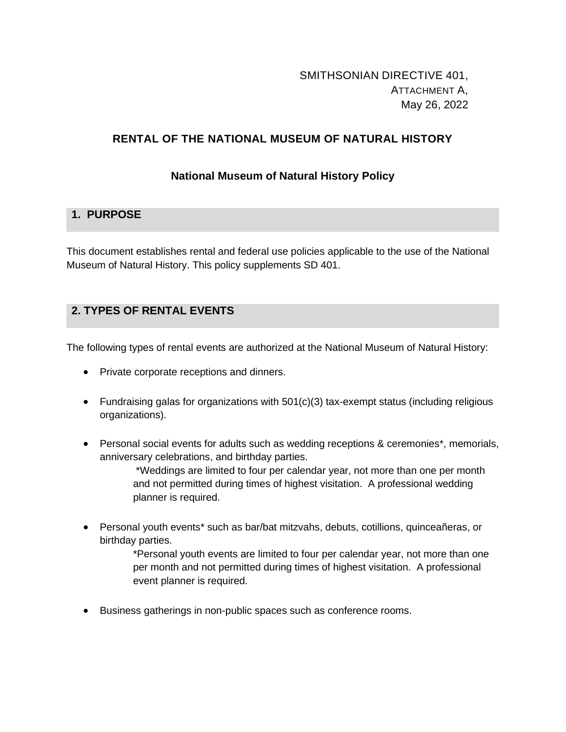SMITHSONIAN DIRECTIVE 401,
ATTACHMENT A,
May 26, 2022

# RENTAL OF THE NATIONAL MUSEUM OF NATURAL HISTORY

### National Museum of Natural History Policy

## 1. PURPOSE

This document establishes rental and federal use policies applicable to the use of the National Museum of Natural History. This policy supplements SD 401.

## 2. TYPES OF RENTAL EVENTS

The following types of rental events are authorized at the National Museum of Natural History:

- Private corporate receptions and dinners.
- Fundraising galas for organizations with 501(c)(3) tax-exempt status (including religious organizations).
- Personal social events for adults such as wedding receptions & ceremonies*, memorials, anniversary celebrations, and birthday parties.

  *Weddings are limited to four per calendar year, not more than one per month and not permitted during times of highest visitation. A professional wedding planner is required.

- Personal youth events* such as bar/bat mitzvahs, debuts, cotillions, quinceañeras, or birthday parties.

  *Personal youth events are limited to four per calendar year, not more than one per month and not permitted during times of highest visitation. A professional event planner is required.

- Business gatherings in non-public spaces such as conference rooms.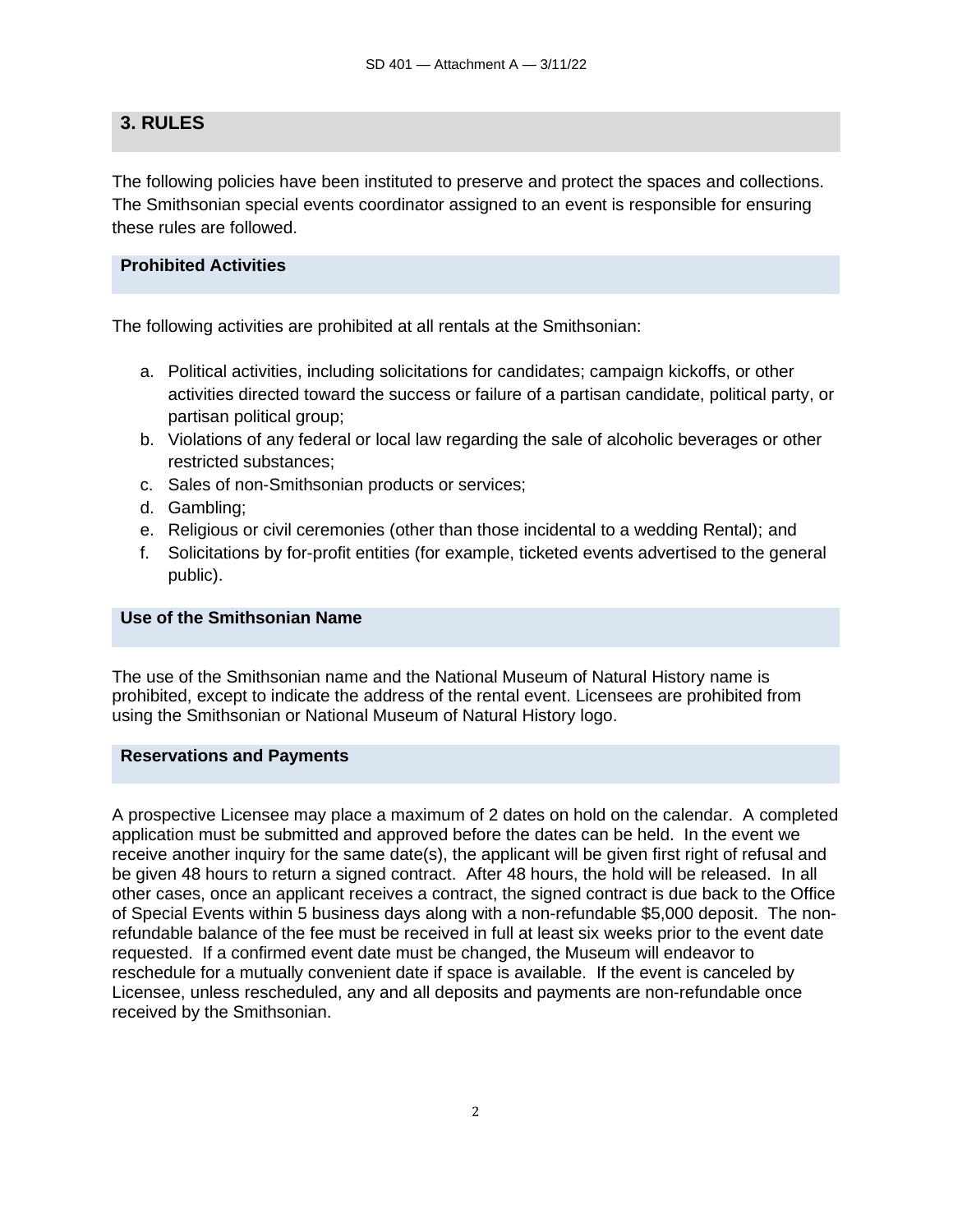## 3. RULES

The following policies have been instituted to preserve and protect the spaces and collections. The Smithsonian special events coordinator assigned to an event is responsible for ensuring these rules are followed.

### Prohibited Activities

The following activities are prohibited at all rentals at the Smithsonian:

a. Political activities, including solicitations for candidates; campaign kickoffs, or other activities directed toward the success or failure of a partisan candidate, political party, or partisan political group;
b. Violations of any federal or local law regarding the sale of alcoholic beverages or other restricted substances;
c. Sales of non-Smithsonian products or services;
d. Gambling;
e. Religious or civil ceremonies (other than those incidental to a wedding Rental); and
f. Solicitations by for-profit entities (for example, ticketed events advertised to the general public).

### Use of the Smithsonian Name

The use of the Smithsonian name and the National Museum of Natural History name is prohibited, except to indicate the address of the rental event. Licensees are prohibited from using the Smithsonian or National Museum of Natural History logo.

### Reservations and Payments

A prospective Licensee may place a maximum of 2 dates on hold on the calendar. A completed application must be submitted and approved before the dates can be held. In the event we receive another inquiry for the same date(s), the applicant will be given first right of refusal and be given 48 hours to return a signed contract. After 48 hours, the hold will be released. In all other cases, once an applicant receives a contract, the signed contract is due back to the Office of Special Events within 5 business days along with a non-refundable $5,000 deposit. The non-refundable balance of the fee must be received in full at least six weeks prior to the event date requested. If a confirmed event date must be changed, the Museum will endeavor to reschedule for a mutually convenient date if space is available. If the event is canceled by Licensee, unless rescheduled, any and all deposits and payments are non-refundable once received by the Smithsonian.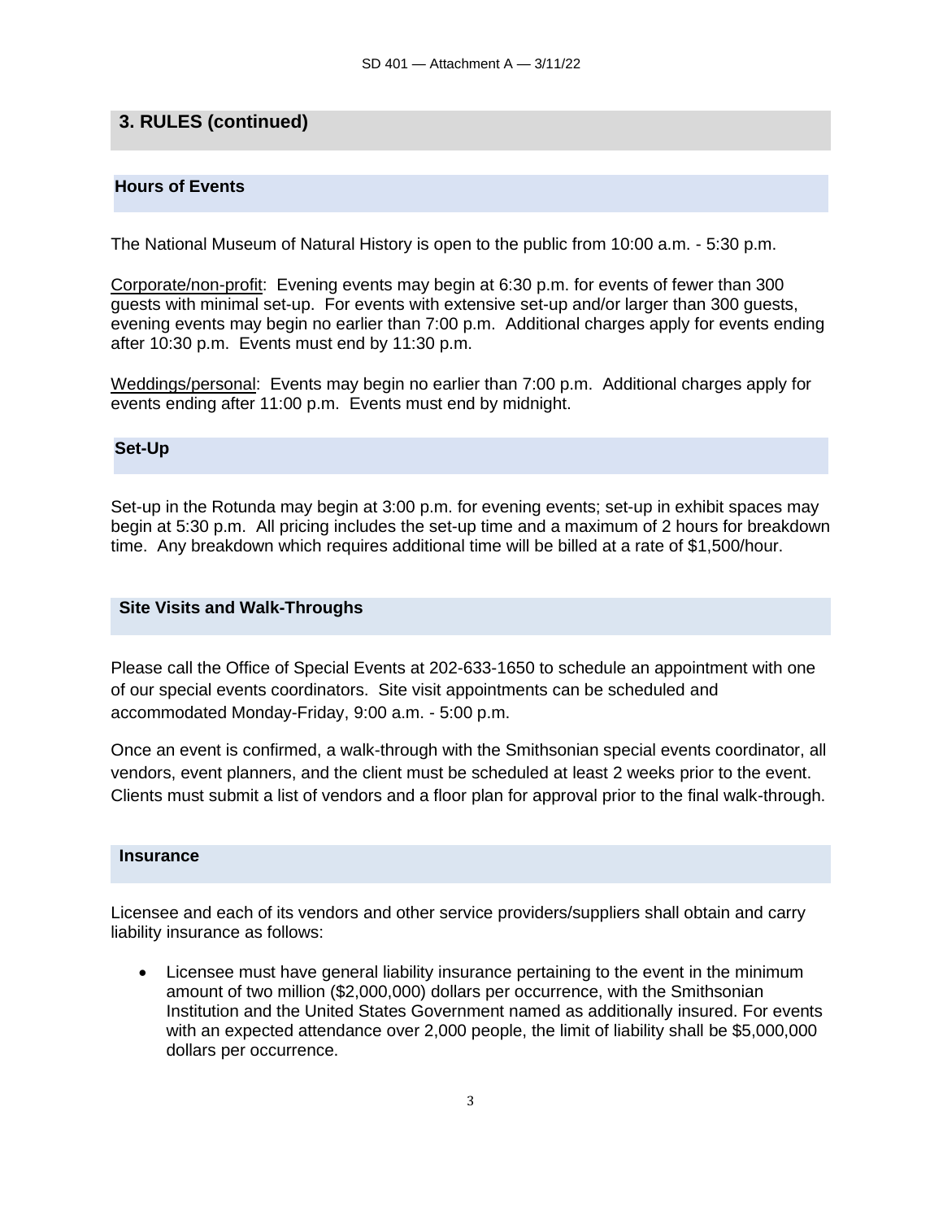## 3. RULES (continued)

### Hours of Events

The National Museum of Natural History is open to the public from 10:00 a.m. - 5:30 p.m.

Corporate/non-profit: Evening events may begin at 6:30 p.m. for events of fewer than 300 guests with minimal set-up. For events with extensive set-up and/or larger than 300 guests, evening events may begin no earlier than 7:00 p.m. Additional charges apply for events ending after 10:30 p.m. Events must end by 11:30 p.m.

Weddings/personal: Events may begin no earlier than 7:00 p.m. Additional charges apply for events ending after 11:00 p.m. Events must end by midnight.

### Set-Up

Set-up in the Rotunda may begin at 3:00 p.m. for evening events; set-up in exhibit spaces may begin at 5:30 p.m. All pricing includes the set-up time and a maximum of 2 hours for breakdown time. Any breakdown which requires additional time will be billed at a rate of $1,500/hour.

### Site Visits and Walk-Throughs

Please call the Office of Special Events at 202-633-1650 to schedule an appointment with one of our special events coordinators. Site visit appointments can be scheduled and accommodated Monday-Friday, 9:00 a.m. - 5:00 p.m.

Once an event is confirmed, a walk-through with the Smithsonian special events coordinator, all vendors, event planners, and the client must be scheduled at least 2 weeks prior to the event. Clients must submit a list of vendors and a floor plan for approval prior to the final walk-through.

### Insurance

Licensee and each of its vendors and other service providers/suppliers shall obtain and carry liability insurance as follows:

- Licensee must have general liability insurance pertaining to the event in the minimum amount of two million ($2,000,000) dollars per occurrence, with the Smithsonian Institution and the United States Government named as additionally insured. For events with an expected attendance over 2,000 people, the limit of liability shall be $5,000,000 dollars per occurrence.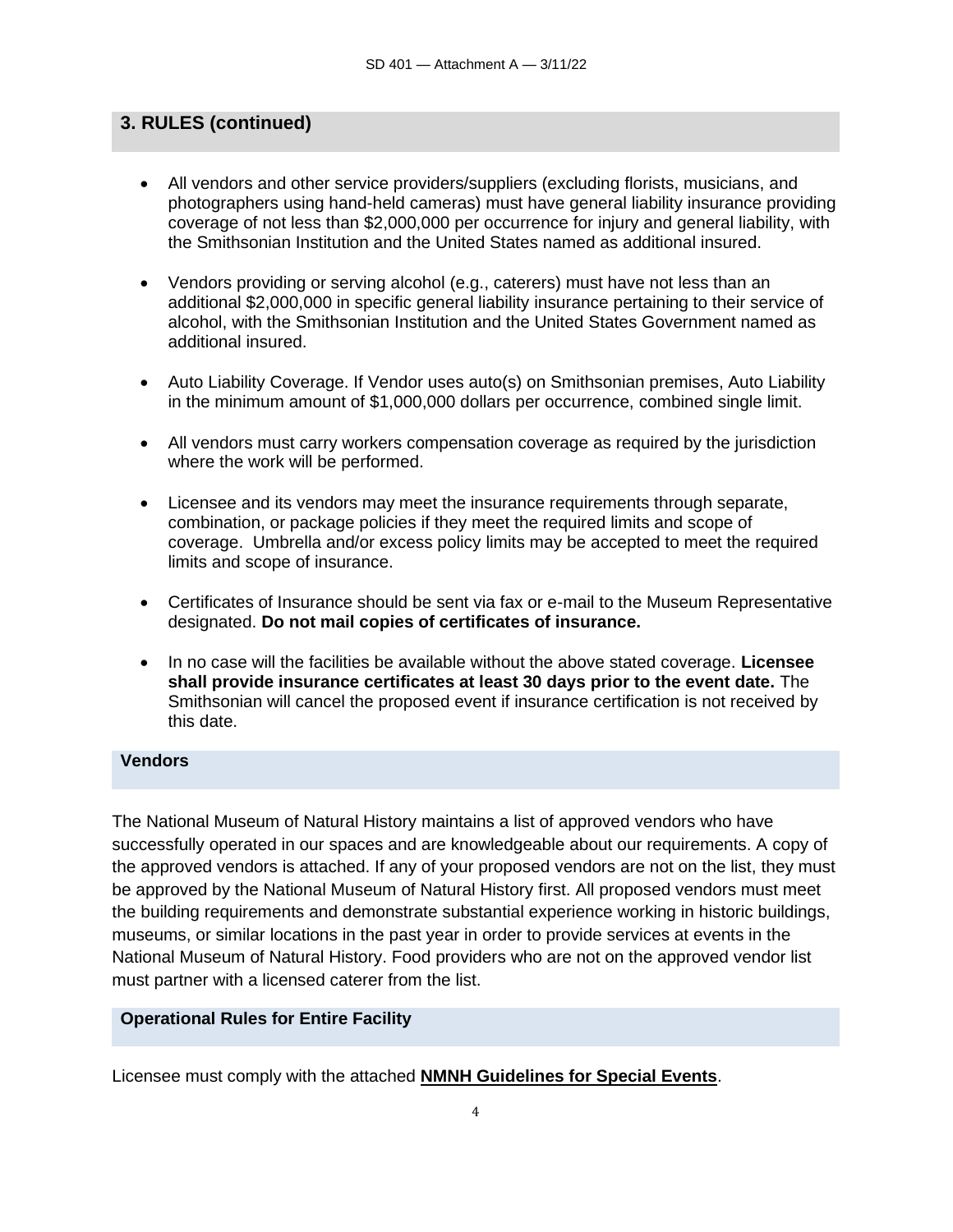## 3. RULES (continued)

- All vendors and other service providers/suppliers (excluding florists, musicians, and photographers using hand-held cameras) must have general liability insurance providing coverage of not less than $2,000,000 per occurrence for injury and general liability, with the Smithsonian Institution and the United States named as additional insured.

- Vendors providing or serving alcohol (e.g., caterers) must have not less than an additional $2,000,000 in specific general liability insurance pertaining to their service of alcohol, with the Smithsonian Institution and the United States Government named as additional insured.

- Auto Liability Coverage. If Vendor uses auto(s) on Smithsonian premises, Auto Liability in the minimum amount of $1,000,000 dollars per occurrence, combined single limit.

- All vendors must carry workers compensation coverage as required by the jurisdiction where the work will be performed.

- Licensee and its vendors may meet the insurance requirements through separate, combination, or package policies if they meet the required limits and scope of coverage. Umbrella and/or excess policy limits may be accepted to meet the required limits and scope of insurance.

- Certificates of Insurance should be sent via fax or e-mail to the Museum Representative designated. **Do not mail copies of certificates of insurance.**

- In no case will the facilities be available without the above stated coverage. **Licensee shall provide insurance certificates at least 30 days prior to the event date.** The Smithsonian will cancel the proposed event if insurance certification is not received by this date.

### Vendors

The National Museum of Natural History maintains a list of approved vendors who have successfully operated in our spaces and are knowledgeable about our requirements. A copy of the approved vendors is attached. If any of your proposed vendors are not on the list, they must be approved by the National Museum of Natural History first. All proposed vendors must meet the building requirements and demonstrate substantial experience working in historic buildings, museums, or similar locations in the past year in order to provide services at events in the National Museum of Natural History. Food providers who are not on the approved vendor list must partner with a licensed caterer from the list.

### Operational Rules for Entire Facility

Licensee must comply with the attached **NMNH Guidelines for Special Events**.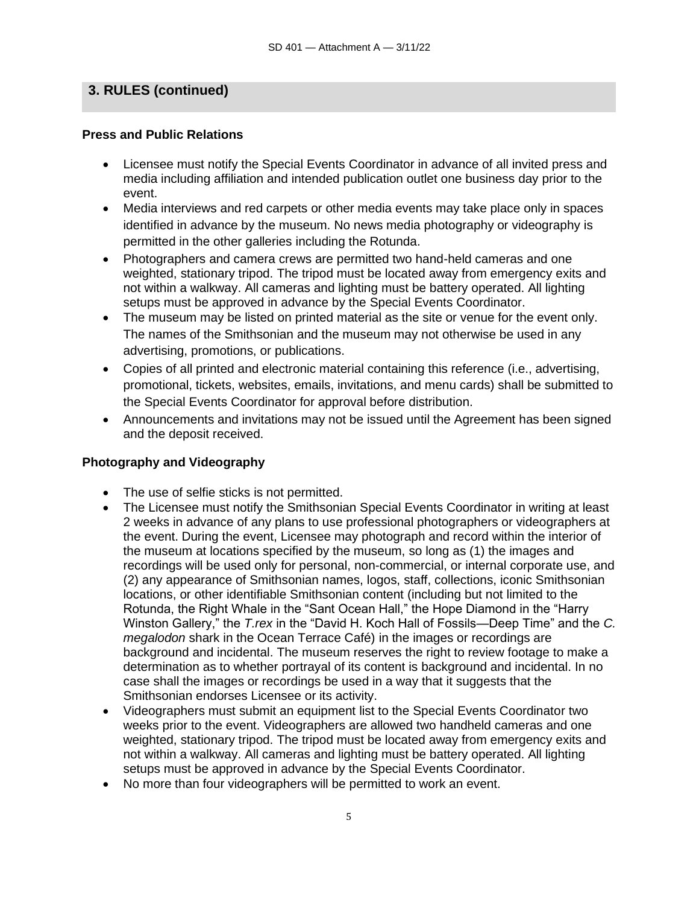## 3. RULES (continued)

### Press and Public Relations

- Licensee must notify the Special Events Coordinator in advance of all invited press and media including affiliation and intended publication outlet one business day prior to the event.
- Media interviews and red carpets or other media events may take place only in spaces identified in advance by the museum. No news media photography or videography is permitted in the other galleries including the Rotunda.
- Photographers and camera crews are permitted two hand-held cameras and one weighted, stationary tripod. The tripod must be located away from emergency exits and not within a walkway. All cameras and lighting must be battery operated. All lighting setups must be approved in advance by the Special Events Coordinator.
- The museum may be listed on printed material as the site or venue for the event only. The names of the Smithsonian and the museum may not otherwise be used in any advertising, promotions, or publications.
- Copies of all printed and electronic material containing this reference (i.e., advertising, promotional, tickets, websites, emails, invitations, and menu cards) shall be submitted to the Special Events Coordinator for approval before distribution.
- Announcements and invitations may not be issued until the Agreement has been signed and the deposit received.

### Photography and Videography

- The use of selfie sticks is not permitted.
- The Licensee must notify the Smithsonian Special Events Coordinator in writing at least 2 weeks in advance of any plans to use professional photographers or videographers at the event. During the event, Licensee may photograph and record within the interior of the museum at locations specified by the museum, so long as (1) the images and recordings will be used only for personal, non-commercial, or internal corporate use, and (2) any appearance of Smithsonian names, logos, staff, collections, iconic Smithsonian locations, or other identifiable Smithsonian content (including but not limited to the Rotunda, the Right Whale in the "Sant Ocean Hall," the Hope Diamond in the "Harry Winston Gallery," the *T.rex* in the "David H. Koch Hall of Fossils—Deep Time" and the *C. megalodon* shark in the Ocean Terrace Café) in the images or recordings are background and incidental. The museum reserves the right to review footage to make a determination as to whether portrayal of its content is background and incidental. In no case shall the images or recordings be used in a way that it suggests that the Smithsonian endorses Licensee or its activity.
- Videographers must submit an equipment list to the Special Events Coordinator two weeks prior to the event. Videographers are allowed two handheld cameras and one weighted, stationary tripod. The tripod must be located away from emergency exits and not within a walkway. All cameras and lighting must be battery operated. All lighting setups must be approved in advance by the Special Events Coordinator.
- No more than four videographers will be permitted to work an event.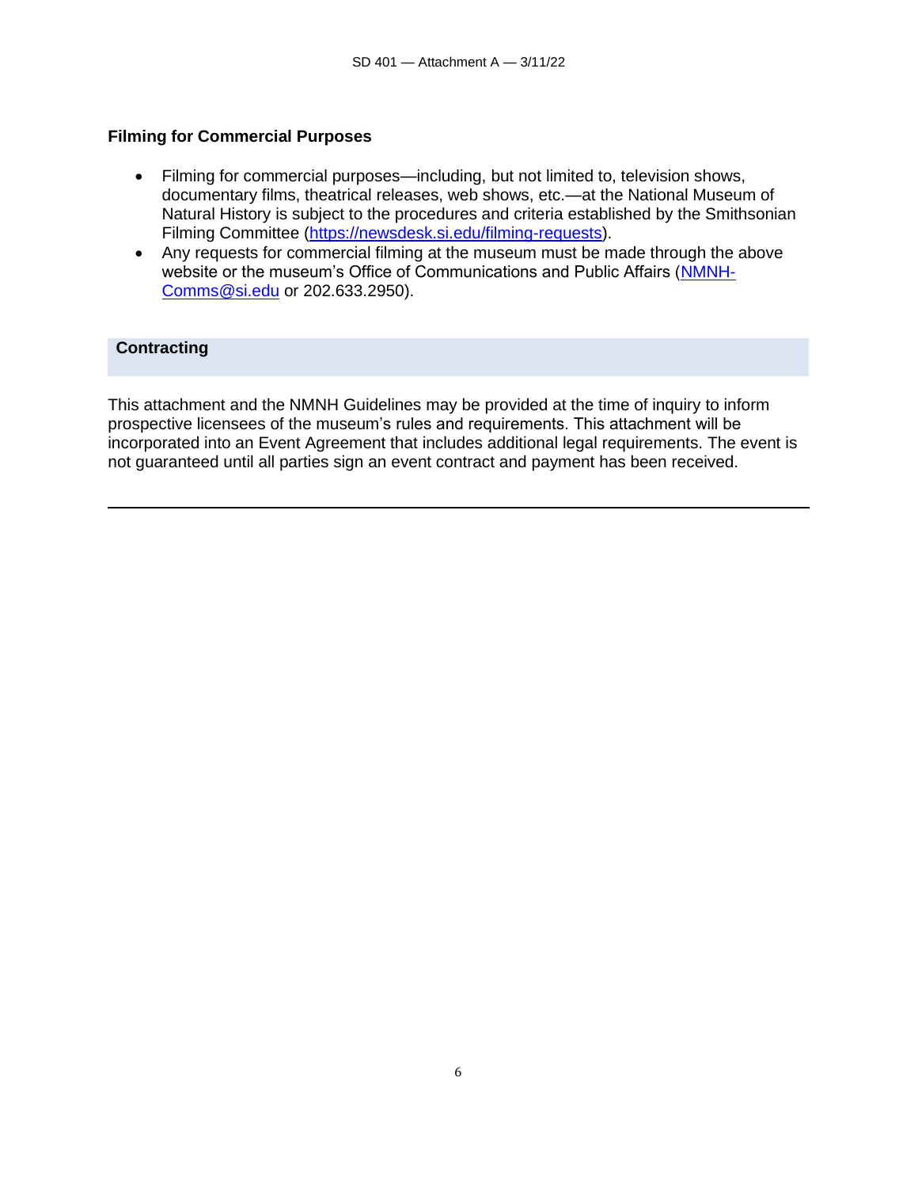### Filming for Commercial Purposes

- Filming for commercial purposes—including, but not limited to, television shows, documentary films, theatrical releases, web shows, etc.—at the National Museum of Natural History is subject to the procedures and criteria established by the Smithsonian Filming Committee (https://newsdesk.si.edu/filming-requests).
- Any requests for commercial filming at the museum must be made through the above website or the museum's Office of Communications and Public Affairs (NMNH-Comms@si.edu or 202.633.2950).

## Contracting

This attachment and the NMNH Guidelines may be provided at the time of inquiry to inform prospective licensees of the museum's rules and requirements. This attachment will be incorporated into an Event Agreement that includes additional legal requirements. The event is not guaranteed until all parties sign an event contract and payment has been received.

---